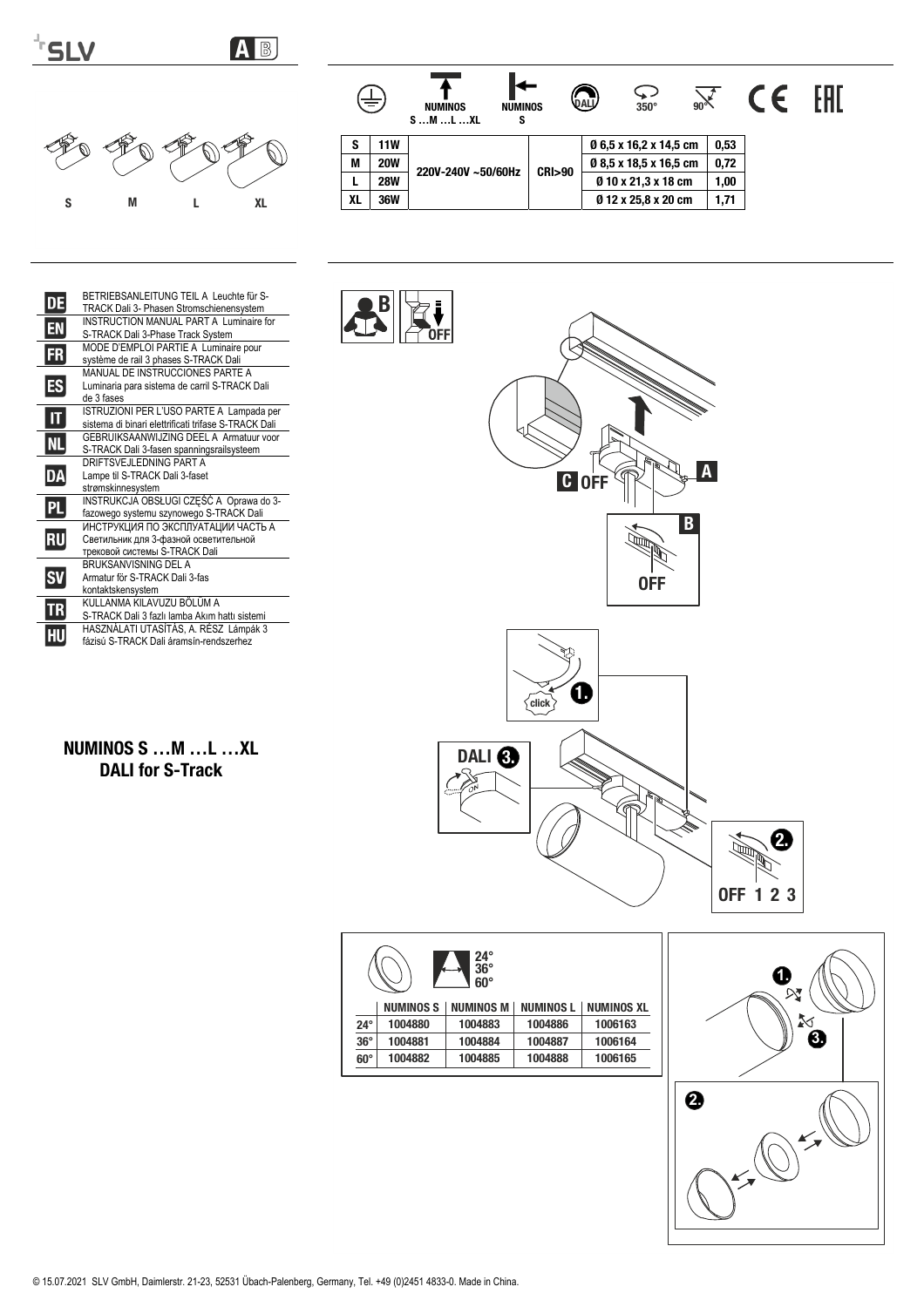SLV

A B

| S | 11W | 220V-240V ~50/60Hz | CRI>90 | Ø 6,5 x 16,2 x 14,5 cm | 0,53 |
|---|---|---|---|---|---|
| M | 20W | | | Ø 8,5 x 18,5 x 16,5 cm | 0,72 |
| L | 28W | | | Ø 10 x 21,3 x 18 cm | 1,00 |
| XL | 36W | | | Ø 12 x 25,8 x 20 cm | 1,71 |

NUMINOS S …M …L …XL — NUMINOS S — DALI — 350° — 90°

S M L XL

**DE** BETRIEBSANLEITUNG TEIL A Leuchte für S-TRACK Dali 3- Phasen Stromschienensystem

**EN** INSTRUCTION MANUAL PART A Luminaire for S-TRACK Dali 3-Phase Track System

**FR** MODE D'EMPLOI PARTIE A Luminaire pour système de rail 3 phases S-TRACK Dali

**ES** MANUAL DE INSTRUCCIONES PARTE A Luminaria para sistema de carril S-TRACK Dali de 3 fases

**IT** ISTRUZIONI PER L'USO PARTE A Lampada per sistema di binari elettrificati trifase S-TRACK Dali

**NL** GEBRUIKSAANWIJZING DEEL A Armatuur voor S-TRACK Dali 3-fasen spanningsrailsysteem

**DA** DRIFTSVEJLEDNING PART A Lampe til S-TRACK Dali 3-faset strømskinnesystem

**PL** INSTRUKCJA OBSŁUGI CZĘŚĆ A Oprawa do 3-fazowego systemu szynowego S-TRACK Dali

**RU** ИНСТРУКЦИЯ ПО ЭКСПЛУАТАЦИИ ЧАСТЬ A Светильник для 3-фазной осветительной трековой системы S-TRACK Dali

**SV** BRUKSANVISNING DEL A Armatur för S-TRACK Dali 3-fas kontaktskensystem

**TR** KULLANMA KILAVUZU BÖLÜM A S-TRACK Dali 3 fazlı lamba Akım hattı sistemi

**HU** HASZNÁLATI UTASÍTÁS, A. RÉSZ Lámpák 3 fázisú S-TRACK Dali áramsín-rendszerhez

## NUMINOS S …M …L …XL DALI for S-Track

B OFF

C OFF — A — B — OFF

1. click

2. OFF 1 2 3

3. DALI ON

24° 36° 60°

| | NUMINOS S | NUMINOS M | NUMINOS L | NUMINOS XL |
|---|---|---|---|---|
| 24° | 1004880 | 1004883 | 1004886 | 1006163 |
| 36° | 1004881 | 1004884 | 1004887 | 1006164 |
| 60° | 1004882 | 1004885 | 1004888 | 1006165 |

1. 2. 3.

© 15.07.2021 SLV GmbH, Daimlerstr. 21-23, 52531 Übach-Palenberg, Germany, Tel. +49 (0)2451 4833-0. Made in China.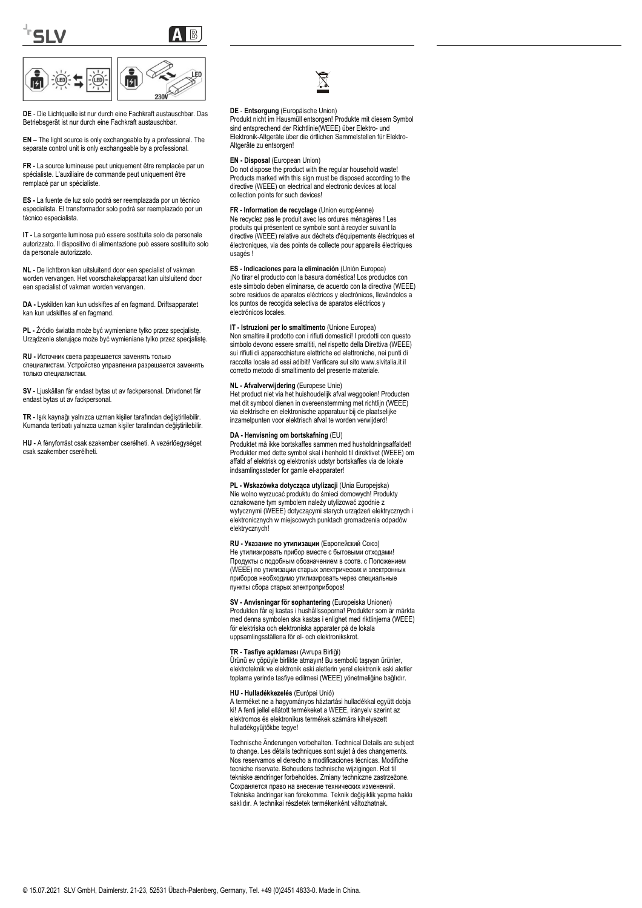**DE** - Die Lichtquelle ist nur durch eine Fachkraft austauschbar. Das Betriebsgerät ist nur durch eine Fachkraft austauschbar.

**EN –** The light source is only exchangeable by a professional. The separate control unit is only exchangeable by a professional.

**FR -** La source lumineuse peut uniquement être remplacée par un spécialiste. L'auxiliaire de commande peut uniquement être remplacé par un spécialiste.

**ES -** La fuente de luz solo podrá ser reemplazada por un técnico especialista. El transformador solo podrá ser reemplazado por un técnico especialista.

**IT -** La sorgente luminosa può essere sostituita solo da personale autorizzato. Il dispositivo di alimentazione può essere sostituito solo da personale autorizzato.

**NL -** De lichtbron kan uitsluitend door een specialist of vakman worden vervangen. Het voorschakelapparaat kan uitsluitend door een specialist of vakman worden vervangen.

**DA -** Lyskilden kan kun udskiftes af en fagmand. Driftsapparatet kan kun udskiftes af en fagmand.

**PL -** Źródło światła może być wymieniane tylko przez specjalistę. Urządzenie sterujące może być wymieniane tylko przez specjalistę.

**RU -** Источник света разрешается заменять только специалистам. Устройство управления разрешается заменять только специалистам.

**SV -** Ljuskällan får endast bytas ut av fackpersonal. Drivdonet får endast bytas ut av fackpersonal.

**TR -** Işık kaynağı yalnızca uzman kişiler tarafından değiştirilebilir. Kumanda tertibatı yalnızca uzman kişiler tarafından değiştirilebilir.

**HU -** A fényforrást csak szakember cserélheti. A vezérlőegységet csak szakember cserélheti.

**DE** - **Entsorgung** (Europäische Union)
Produkt nicht im Hausmüll entsorgen! Produkte mit diesem Symbol sind entsprechend der Richtlinie(WEEE) über Elektro- und Elektronik-Altgeräte über die örtlichen Sammelstellen für Elektro-Altgeräte zu entsorgen!

**EN - Disposal** (European Union)
Do not dispose the product with the regular household waste! Products marked with this sign must be disposed according to the directive (WEEE) on electrical and electronic devices at local collection points for such devices!

**FR - Information de recyclage** (Union européenne)
Ne recyclez pas le produit avec les ordures ménagères ! Les produits qui présentent ce symbole sont à recycler suivant la directive (WEEE) relative aux déchets d'équipements électriques et électroniques, via des points de collecte pour appareils électriques usagés !

**ES - Indicaciones para la eliminación** (Unión Europea)
¡No tirar el producto con la basura doméstica! Los productos con este símbolo deben eliminarse, de acuerdo con la directiva (WEEE) sobre residuos de aparatos eléctricos y electrónicos, llevándolos a los puntos de recogida selectiva de aparatos eléctricos y electrónicos locales.

**IT - Istruzioni per lo smaltimento** (Unione Europea)
Non smaltire il prodotto con i rifiuti domestici! I prodotti con questo simbolo devono essere smaltiti, nel rispetto della Direttiva (WEEE) sui rifiuti di apparecchiature elettriche ed elettroniche, nei punti di raccolta locale ad essi adibiti! Verificare sul sito www.slvitalia.it il corretto metodo di smaltimento del presente materiale.

**NL - Afvalverwijdering** (Europese Unie)
Het product niet via het huishoudelijk afval weggooien! Producten met dit symbool dienen in overeenstemming met richtlijn (WEEE) via elektrische en elektronische apparatuur bij de plaatselijke inzamelpunten voor elektrisch afval te worden verwijderd!

**DA - Henvisning om bortskafning** (EU)
Produktet må ikke bortskaffes sammen med husholdningsaffaldet! Produkter med dette symbol skal i henhold til direktivet (WEEE) om affald af elektrisk og elektronisk udstyr bortskaffes via de lokale indsamlingssteder for gamle el-apparater!

**PL - Wskazówka dotycząca utylizacji** (Unia Europejska)
Nie wolno wyrzucać produktu do śmieci domowych! Produkty oznakowane tym symbolem należy utylizować zgodnie z wytycznymi (WEEE) dotyczącymi starych urządzeń elektrycznych i elektronicznych w miejscowych punktach gromadzenia odpadów elektrycznych!

**RU - Указание по утилизации** (Европейский Союз)
Не утилизировать прибор вместе с бытовыми отходами! Продукты с подобным обозначением в соотв. с Положением (WEEE) по утилизации старых электрических и электронных приборов необходимо утилизировать через специальные пункты сбора старых электроприборов!

**SV - Anvisningar för sophantering** (Europeiska Unionen)
Produkten får ej kastas i hushållssoporna! Produkter som är märkta med denna symbolen ska kastas i enlighet med riktlinjerna (WEEE) för elektriska och elektroniska apparater på de lokala uppsamlingsställena för el- och elektronikskrot.

**TR - Tasfiye açıklaması** (Avrupa Birliği)
Ürünü ev çöpüyle birlikte atmayın! Bu sembolü taşıyan ürünler, elektroteknik ve elektronik eski aletlerin yerel elektronik eski aletler toplama yerinde tasfiye edilmesi (WEEE) yönetmeliğine bağlıdır.

**HU - Hulladékkezelés** (Európai Unió)
A terméket ne a hagyományos háztartási hulladékkal együtt dobja ki! A fenti jellel ellátott termékeket a WEEE, irányelv szerint az elektromos és elektronikus termékek számára kihelyezett hulladékgyűjtőkbe tegye!

Technische Änderungen vorbehalten. Technical Details are subject to change. Les détails techniques sont sujet à des changements. Nos reservamos el derecho a modificaciones técnicas. Modifiche tecniche riservate. Behoudens technische wijzigingen. Ret til tekniske ændringer forbeholdes. Zmiany techniczne zastrzeżone. Сохраняется право на внесение технических изменений. Tekniska ändringar kan förekomma. Teknik değişiklik yapma hakkı saklıdır. A technikai részletek termékenként változhatnak.

© 15.07.2021 SLV GmbH, Daimlerstr. 21-23, 52531 Übach-Palenberg, Germany, Tel. +49 (0)2451 4833-0. Made in China.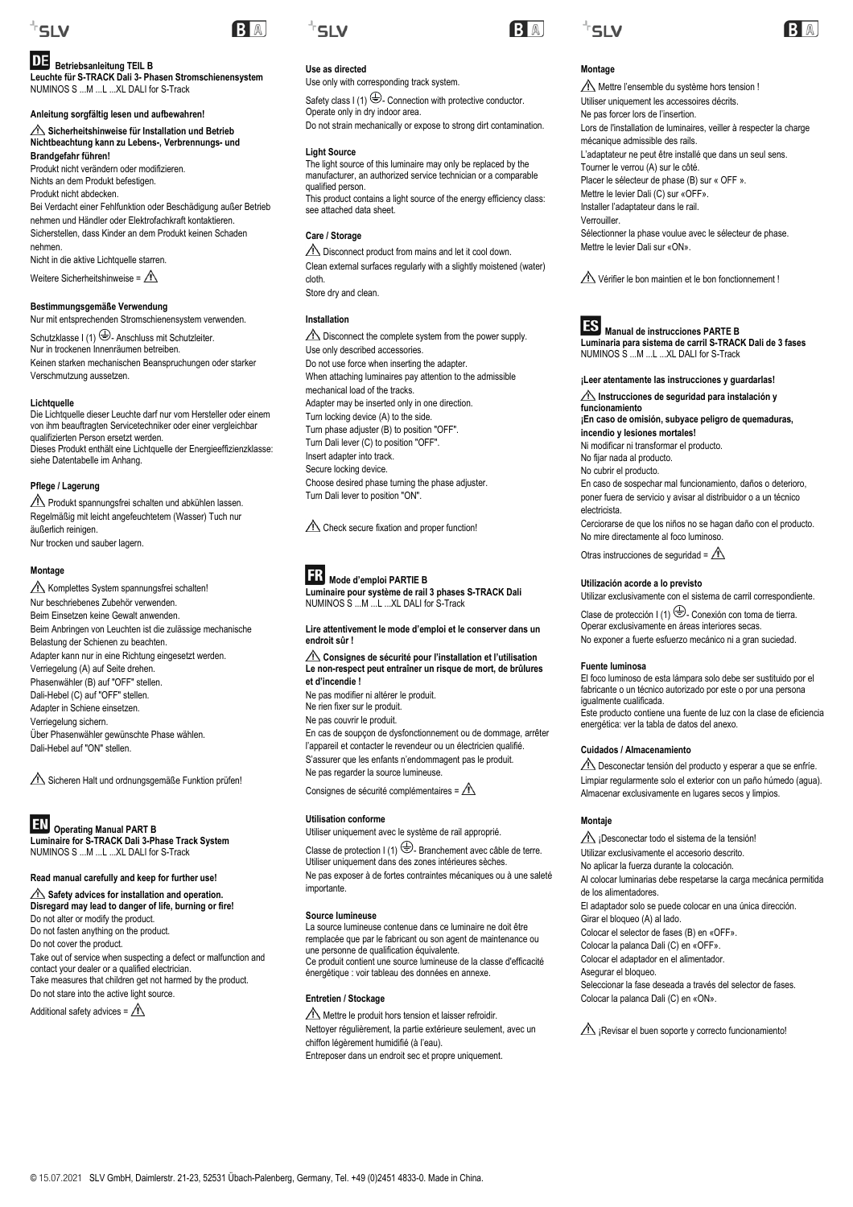## DE Betriebsanleitung TEIL B

**Leuchte für S-TRACK Dali 3- Phasen Stromschienensystem**
NUMINOS S ...M ...L ...XL DALI for S-Track

**Anleitung sorgfältig lesen und aufbewahren!**

**⚠ Sicherheitshinweise für Installation und Betrieb**
**Nichtbeachtung kann zu Lebens-, Verbrennungs- und Brandgefahr führen!**

Produkt nicht verändern oder modifizieren.
Nichts an dem Produkt befestigen.
Produkt nicht abdecken.
Bei Verdacht einer Fehlfunktion oder Beschädigung außer Betrieb nehmen und Händler oder Elektrofachkraft kontaktieren.
Sicherstellen, dass Kinder an dem Produkt keinen Schaden nehmen.
Nicht in die aktive Lichtquelle starren.

Weitere Sicherheitshinweise = ⚠

**Bestimmungsgemäße Verwendung**

Nur mit entsprechenden Stromschienensystem verwenden.

Schutzklasse I (1) ⏚- Anschluss mit Schutzleiter.
Nur in trockenen Innenräumen betreiben.
Keinen starken mechanischen Beanspruchungen oder starker Verschmutzung aussetzen.

**Lichtquelle**

Die Lichtquelle dieser Leuchte darf nur vom Hersteller oder einem von ihm beauftragten Servicetechniker oder einer vergleichbar qualifizierten Person ersetzt werden.
Dieses Produkt enthält eine Lichtquelle der Energieeffizienzklasse: siehe Datentabelle im Anhang.

**Pflege / Lagerung**

⚠ Produkt spannungsfrei schalten und abkühlen lassen.
Regelmäßig mit leicht angefeuchtetem (Wasser) Tuch nur äußerlich reinigen.
Nur trocken und sauber lagern.

**Montage**

⚠ Komplettes System spannungsfrei schalten!
Nur beschriebenes Zubehör verwenden.
Beim Einsetzen keine Gewalt anwenden.
Beim Anbringen von Leuchten ist die zulässige mechanische Belastung der Schienen zu beachten.
Adapter kann nur in eine Richtung eingesetzt werden.
Verriegelung (A) auf Seite drehen.
Phasenwähler (B) auf "OFF" stellen.
Dali-Hebel (C) auf "OFF" stellen.
Adapter in Schiene einsetzen.
Verriegelung sichern.
Über Phasenwähler gewünschte Phase wählen.
Dali-Hebel auf "ON" stellen.

⚠ Sicheren Halt und ordnungsgemäße Funktion prüfen!

## EN Operating Manual PART B

**Luminaire for S-TRACK Dali 3-Phase Track System**
NUMINOS S ...M ...L ...XL DALI for S-Track

**Read manual carefully and keep for further use!**

**⚠ Safety advices for installation and operation.**
**Disregard may lead to danger of life, burning or fire!**

Do not alter or modify the product.
Do not fasten anything on the product.
Do not cover the product.
Take out of service when suspecting a defect or malfunction and contact your dealer or a qualified electrician.
Take measures that children get not harmed by the product.
Do not stare into the active light source.

Additional safety advices = ⚠

**Use as directed**

Use only with corresponding track system.

Safety class I (1) ⏚- Connection with protective conductor.
Operate only in dry indoor area.
Do not strain mechanically or expose to strong dirt contamination.

**Light Source**

The light source of this luminaire may only be replaced by the manufacturer, an authorized service technician or a comparable qualified person.
This product contains a light source of the energy efficiency class: see attached data sheet.

**Care / Storage**

⚠ Disconnect product from mains and let it cool down.
Clean external surfaces regularly with a slightly moistened (water) cloth.
Store dry and clean.

**Installation**

⚠ Disconnect the complete system from the power supply.
Use only described accessories.
Do not use force when inserting the adapter.
When attaching luminaires pay attention to the admissible mechanical load of the tracks.
Adapter may be inserted only in one direction.
Turn locking device (A) to the side.
Turn phase adjuster (B) to position "OFF".
Turn Dali lever (C) to position "OFF".
Insert adapter into track.
Secure locking device.
Choose desired phase turning the phase adjuster.
Turn Dali lever to position "ON".

⚠ Check secure fixation and proper function!

## FR Mode d'emploi PARTIE B

**Luminaire pour système de rail 3 phases S-TRACK Dali**
NUMINOS S ...M ...L ...XL DALI for S-Track

**Lire attentivement le mode d'emploi et le conserver dans un endroit sûr !**

**⚠ Consignes de sécurité pour l'installation et l'utilisation**
**Le non-respect peut entraîner un risque de mort, de brûlures et d'incendie !**

Ne pas modifier ni altérer le produit.
Ne rien fixer sur le produit.
Ne pas couvrir le produit.
En cas de soupçon de dysfonctionnement ou de dommage, arrêter l'appareil et contacter le revendeur ou un électricien qualifié.
S'assurer que les enfants n'endommagent pas le produit.
Ne pas regarder la source lumineuse.

Consignes de sécurité complémentaires = ⚠

**Utilisation conforme**

Utiliser uniquement avec le système de rail approprié.

Classe de protection I (1) ⏚- Branchement avec câble de terre.
Utiliser uniquement dans des zones intérieures sèches.
Ne pas exposer à de fortes contraintes mécaniques ou à une saleté importante.

**Source lumineuse**

La source lumineuse contenue dans ce luminaire ne doit être remplacée que par le fabricant ou son agent de maintenance ou une personne de qualification équivalente.
Ce produit contient une source lumineuse de la classe d'efficacité énergétique : voir tableau des données en annexe.

**Entretien / Stockage**

⚠ Mettre le produit hors tension et laisser refroidir.
Nettoyer régulièrement, la partie extérieure seulement, avec un chiffon légèrement humidifié (à l'eau).
Entreposer dans un endroit sec et propre uniquement.

**Montage**

⚠ Mettre l'ensemble du système hors tension !
Utiliser uniquement les accessoires décrits.
Ne pas forcer lors de l'insertion.
Lors de l'installation de luminaires, veiller à respecter la charge mécanique admissible des rails.
L'adaptateur ne peut être installé que dans un seul sens.
Tourner le verrou (A) sur le côté.
Placer le sélecteur de phase (B) sur « OFF ».
Mettre le levier Dali (C) sur «OFF».
Installer l'adaptateur dans le rail.
Verrouiller.
Sélectionner la phase voulue avec le sélecteur de phase.
Mettre le levier Dali sur «ON».

⚠ Vérifier le bon maintien et le bon fonctionnement !

## ES Manual de instrucciones PARTE B

**Luminaria para sistema de carril S-TRACK Dali de 3 fases**
NUMINOS S ...M ...L ...XL DALI for S-Track

**¡Leer atentamente las instrucciones y guardarlas!**

**⚠ Instrucciones de seguridad para instalación y funcionamiento**
**¡En caso de omisión, subyace peligro de quemaduras, incendio y lesiones mortales!**

Ni modificar ni transformar el producto.
No fijar nada al producto.
No cubrir el producto.
En caso de sospechar mal funcionamiento, daños o deterioro, poner fuera de servicio y avisar al distribuidor o a un técnico electricista.
Cerciorarse de que los niños no se hagan daño con el producto.
No mire directamente al foco luminoso.

Otras instrucciones de seguridad = ⚠

**Utilización acorde a lo previsto**

Utilizar exclusivamente con el sistema de carril correspondiente.

Clase de protección I (1) ⏚- Conexión con toma de tierra.
Operar exclusivamente en áreas interiores secas.
No exponer a fuerte esfuerzo mecánico ni a gran suciedad.

**Fuente luminosa**

El foco luminoso de esta lámpara solo debe ser sustituido por el fabricante o un técnico autorizado por este o por una persona igualmente cualificada.
Este producto contiene una fuente de luz con la clase de eficiencia energética: ver la tabla de datos del anexo.

**Cuidados / Almacenamiento**

⚠ Desconectar tensión del producto y esperar a que se enfríe.
Limpiar regularmente solo el exterior con un paño húmedo (agua).
Almacenar exclusivamente en lugares secos y limpios.

**Montaje**

⚠ ¡Desconectar todo el sistema de la tensión!
Utilizar exclusivamente el accesorio descrito.
No aplicar la fuerza durante la colocación.
Al colocar luminarias debe respetarse la carga mecánica permitida de los alimentadores.
El adaptador solo se puede colocar en una única dirección.
Girar el bloqueo (A) al lado.
Colocar el selector de fases (B) en «OFF».
Colocar la palanca Dali (C) en «OFF».
Colocar el adaptador en el alimentador.
Asegurar el bloqueo.
Seleccionar la fase deseada a través del selector de fases.
Colocar la palanca Dali (C) en «ON».

⚠ ¡Revisar el buen soporte y correcto funcionamiento!

© 15.07.2021 SLV GmbH, Daimlerstr. 21-23, 52531 Übach-Palenberg, Germany, Tel. +49 (0)2451 4833-0. Made in China.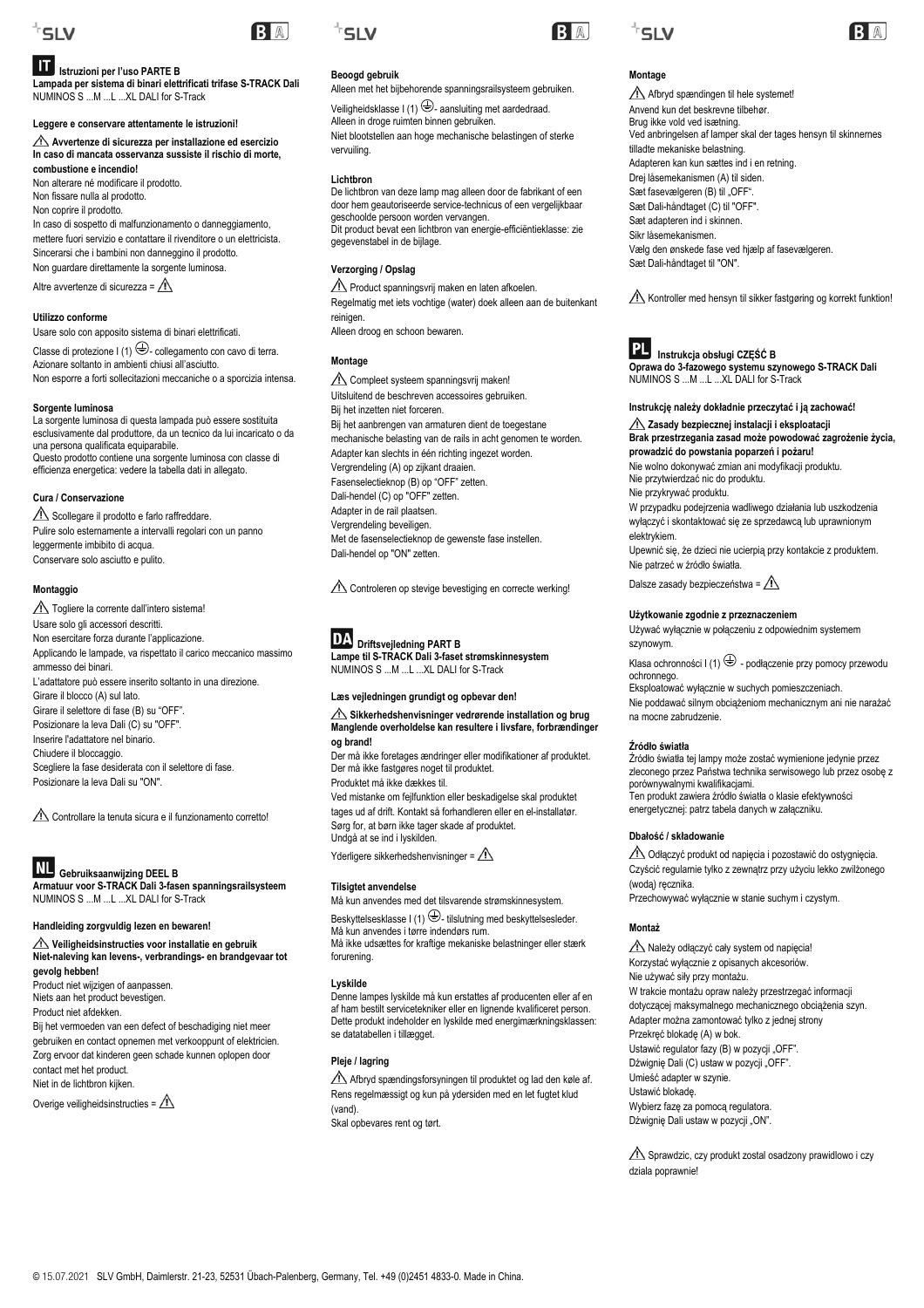## IT Istruzioni per l'uso PARTE B

**Lampada per sistema di binari elettrificati trifase S-TRACK Dali**
NUMINOS S ...M ...L ...XL DALI for S-Track

**Leggere e conservare attentamente le istruzioni!**

**⚠ Avvertenze di sicurezza per installazione ed esercizio**
**In caso di mancata osservanza sussiste il rischio di morte, combustione e incendio!**

Non alterare né modificare il prodotto.
Non fissare nulla al prodotto.
Non coprire il prodotto.
In caso di sospetto di malfunzionamento o danneggiamento, mettere fuori servizio e contattare il rivenditore o un elettricista.
Sincerarsi che i bambini non danneggino il prodotto.
Non guardare direttamente la sorgente luminosa.

Altre avvertenze di sicurezza = ⚠

### Utilizzo conforme

Usare solo con apposito sistema di binari elettrificati.
Classe di protezione I (1) ⏚- collegamento con cavo di terra.
Azionare soltanto in ambienti chiusi all'asciutto.
Non esporre a forti sollecitazioni meccaniche o a sporcizia intensa.

### Sorgente luminosa

La sorgente luminosa di questa lampada può essere sostituita esclusivamente dal produttore, da un tecnico da lui incaricato o da una persona qualificata equiparabile.
Questo prodotto contiene una sorgente luminosa con classe di efficienza energetica: vedere la tabella dati in allegato.

### Cura / Conservazione

⚠ Scollegare il prodotto e farlo raffreddare.
Pulire solo esternamente a intervalli regolari con un panno leggermente imbibito di acqua.
Conservare solo asciutto e pulito.

### Montaggio

⚠ Togliere la corrente dall'intero sistema!
Usare solo gli accessori descritti.
Non esercitare forza durante l'applicazione.
Applicando le lampade, va rispettato il carico meccanico massimo ammesso dei binari.
L'adattatore può essere inserito soltanto in una direzione.
Girare il blocco (A) sul lato.
Girare il selettore di fase (B) su "OFF".
Posizionare la leva Dali (C) su "OFF".
Inserire l'adattatore nel binario.
Chiudere il bloccaggio.
Scegliere la fase desiderata con il selettore di fase.
Posizionare la leva Dali su "ON".

⚠ Controllare la tenuta sicura e il funzionamento corretto!

## NL Gebruiksaanwijzing DEEL B

**Armatuur voor S-TRACK Dali 3-fasen spanningsrailsysteem**
NUMINOS S ...M ...L ...XL DALI for S-Track

**Handleiding zorgvuldig lezen en bewaren!**

**⚠ Veiligheidsinstructies voor installatie en gebruik**
**Niet-naleving kan levens-, verbrandings- en brandgevaar tot gevolg hebben!**

Product niet wijzigen of aanpassen.
Niets aan het product bevestigen.
Product niet afdekken.
Bij het vermoeden van een defect of beschadiging niet meer gebruiken en contact opnemen met verkooppunt of elektricien.
Zorg ervoor dat kinderen geen schade kunnen oplopen door contact met het product.
Niet in de lichtbron kijken.

Overige veiligheidsinstructies = ⚠

### Beoogd gebruik

Alleen met het bijbehorende spanningsrailsysteem gebruiken.
Veiligheidsklasse I (1) ⏚- aansluiting met aardedraad.
Alleen in droge ruimten binnen gebruiken.
Niet blootstellen aan hoge mechanische belastingen of sterke vervuiling.

### Lichtbron

De lichtbron van deze lamp mag alleen door de fabrikant of een door hem geautoriseerde service-technicus of een vergelijkbaar geschoolde persoon worden vervangen.
Dit product bevat een lichtbron van energie-efficiëntieklasse: zie gegevenstabel in de bijlage.

### Verzorging / Opslag

⚠ Product spanningsvrij maken en laten afkoelen.
Regelmatig met iets vochtige (water) doek alleen aan de buitenkant reinigen.
Alleen droog en schoon bewaren.

### Montage

⚠ Compleet systeem spanningsvrij maken!
Uitsluitend de beschreven accessoires gebruiken.
Bij het inzetten niet forceren.
Bij het aanbrengen van armaturen dient de toegestane mechanische belasting van de rails in acht genomen te worden.
Adapter kan slechts in één richting ingezet worden.
Vergrendeling (A) op zijkant draaien.
Fasenselectieknop (B) op "OFF" zetten.
Dali-hendel (C) op "OFF" zetten.
Adapter in de rail plaatsen.
Vergrendeling beveiligen.
Met de fasenselectieknop de gewenste fase instellen.
Dali-hendel op "ON" zetten.

⚠ Controleren op stevige bevestiging en correcte werking!

## DA Driftsvejledning PART B

**Lampe til S-TRACK Dali 3-faset strømskinnesystem**
NUMINOS S ...M ...L ...XL DALI for S-Track

**Læs vejledningen grundigt og opbevar den!**

**⚠ Sikkerhedshenvisninger vedrørende installation og brug**
**Manglende overholdelse kan resultere i livsfare, forbrændinger og brand!**

Der må ikke foretages ændringer eller modifikationer af produktet.
Der må ikke fastgøres noget til produktet.
Produktet må ikke dækkes til.
Ved mistanke om fejlfunktion eller beskadigelse skal produktet tages ud af drift. Kontakt så forhandleren eller en el-installatør.
Sørg for, at børn ikke tager skade af produktet.
Undgå at se ind i lyskilden.

Yderligere sikkerhedshenvisninger = ⚠

### Tilsigtet anvendelse

Må kun anvendes med det tilsvarende strømskinnesystem.
Beskyttelsesklasse I (1) ⏚- tilslutning med beskyttelsesleder.
Må kun anvendes i tørre indendørs rum.
Må ikke udsættes for kraftige mekaniske belastninger eller stærk forurening.

### Lyskilde

Denne lampes lyskilde må kun erstattes af producenten eller af en af ham bestilt servicetekniker eller en lignende kvalificeret person.
Dette produkt indeholder en lyskilde med energimærkningsklassen: se datatabellen i tillægget.

### Pleje / lagring

⚠ Afbryd spændingsforsyningen til produktet og lad den køle af.
Rens regelmæssigt og kun på ydersiden med en let fugtet klud (vand).
Skal opbevares rent og tørt.

### Montage

⚠ Afbryd spændingen til hele systemet!
Anvend kun det beskrevne tilbehør.
Brug ikke vold ved isætning.
Ved anbringelsen af lamper skal der tages hensyn til skinnernes tilladte mekaniske belastning.
Adapteren kan kun sættes ind i en retning.
Drej låsemekanismen (A) til siden.
Sæt fasevælgeren (B) til „OFF".
Sæt Dali-håndtaget (C) til "OFF".
Sæt adapteren ind i skinnen.
Sikr låsemekanismen.
Vælg den ønskede fase ved hjælp af fasevælgeren.
Sæt Dali-håndtaget til "ON".

⚠ Kontroller med hensyn til sikker fastgøring og korrekt funktion!

## PL Instrukcja obsługi CZĘŚĆ B

**Oprawa do 3-fazowego systemu szynowego S-TRACK Dali**
NUMINOS S ...M ...L ...XL DALI for S-Track

**Instrukcję należy dokładnie przeczytać i ją zachować!**

**⚠ Zasady bezpiecznej instalacji i eksploatacji**
**Brak przestrzegania zasad może powodować zagrożenie życia, prowadzić do powstania poparzeń i pożaru!**

Nie wolno dokonywać zmian ani modyfikacji produktu.
Nie przytwierdzać nic do produktu.
Nie przykrywać produktu.
W przypadku podejrzenia wadliwego działania lub uszkodzenia wyłączyć i skontaktować się ze sprzedawcą lub uprawnionym elektrykiem.
Upewnić się, że dzieci nie ucierpią przy kontakcie z produktem.
Nie patrzeć w źródło światła.

Dalsze zasady bezpieczeństwa = ⚠

### Użytkowanie zgodnie z przeznaczeniem

Używać wyłącznie w połączeniu z odpowiednim systemem szynowym.
Klasa ochronności I (1) ⏚ - podłączenie przy pomocy przewodu ochronnego.
Eksploatować wyłącznie w suchych pomieszczeniach.
Nie poddawać silnym obciążeniom mechanicznym ani nie narażać na mocne zabrudzenie.

### Źródło światła

Źródło światła tej lampy może zostać wymienione jedynie przez zleconego przez Państwa technika serwisowego lub przez osobę z porównywalnymi kwalifikacjami.
Ten produkt zawiera źródło światła o klasie efektywności energetycznej: patrz tabela danych w załączniku.

### Dbałość / składowanie

⚠ Odłączyć produkt od napięcia i pozostawić do ostygnięcia.
Czyścić regularnie tylko z zewnątrz przy użyciu lekko zwilżonego (wodą) ręcznika.
Przechowywać wyłącznie w stanie suchym i czystym.

### Montaż

⚠ Należy odłączyć cały system od napięcia!
Korzystać wyłącznie z opisanych akcesoriów.
Nie używać siły przy montażu.
W trakcie montażu opraw należy przestrzegać informacji dotyczącej maksymalnego mechanicznego obciążenia szyn.
Adapter można zamontować tylko z jednej strony
Przekręć blokadę (A) w bok.
Ustawić regulator fazy (B) w pozycji „OFF".
Dźwignię Dali (C) ustaw w pozycji „OFF".
Umieść adapter w szynie.
Ustawić blokadę.
Wybierz fazę za pomocą regulatora.
Dźwignię Dali ustaw w pozycji „ON".

⚠ Sprawdzić, czy produkt został osadzony prawidłowo i czy działa poprawnie!

© 15.07.2021 SLV GmbH, Daimlerstr. 21-23, 52531 Übach-Palenberg, Germany, Tel. +49 (0)2451 4833-0. Made in China.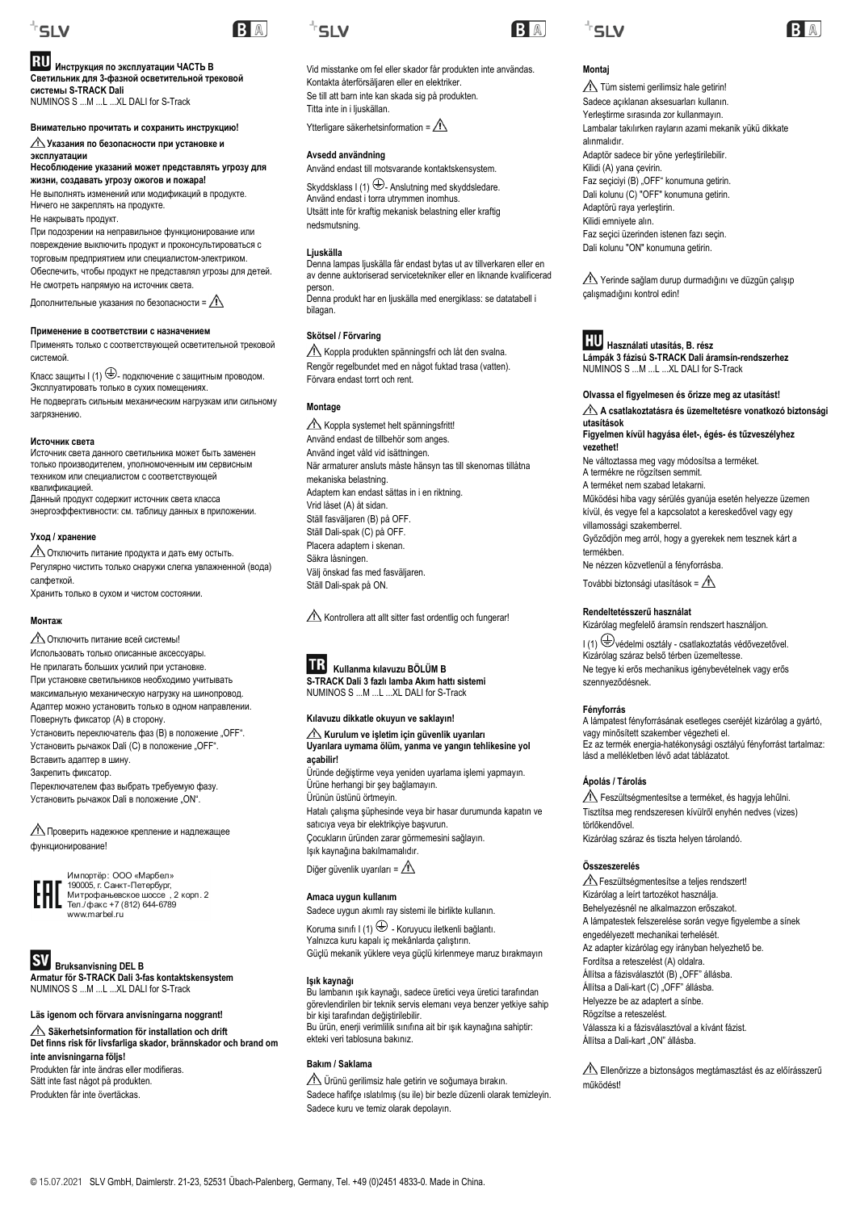## RU Инструкция по эксплуатации ЧАСТЬ B

**Светильник для 3-фазной осветительной трековой системы S-TRACK Dali**
NUMINOS S ...M ...L ...XL DALI for S-Track

**Внимательно прочитать и сохранить инструкцию!**

**⚠ Указания по безопасности при установке и эксплуатации**
**Несоблюдение указаний может представлять угрозу для жизни, создавать угрозу ожогов и пожара!**

Не выполнять изменений или модификаций в продукте.
Ничего не закреплять на продукте.
Не накрывать продукт.
При подозрении на неправильное функционирование или повреждение выключить продукт и проконсультироваться с торговым предприятием или специалистом-электриком.
Обеспечить, чтобы продукт не представлял угрозы для детей.
Не смотреть напрямую на источник света.

Дополнительные указания по безопасности = ⚠

**Применение в соответствии с назначением**

Применять только с соответствующей осветительной трековой системой.

Класс защиты I (1) ⏚- подключение с защитным проводом.
Эксплуатировать только в сухих помещениях.
Не подвергать сильным механическим нагрузкам или сильному загрязнению.

**Источник света**

Источник света данного светильника может быть заменен только производителем, уполномоченным им сервисным техником или специалистом с соответствующей квалификацией.
Данный продукт содержит источник света класса энергоэффективности: см. таблицу данных в приложении.

**Уход / хранение**

⚠ Отключить питание продукта и дать ему остыть.
Регулярно чистить только снаружи слегка увлажненной (вода) салфеткой.
Хранить только в сухом и чистом состоянии.

**Монтаж**

⚠ Отключить питание всей системы!
Использовать только описанные аксессуары.
Не прилагать больших усилий при установке.
При установке светильников необходимо учитывать максимальную механическую нагрузку на шинопровод.
Адаптер можно установить только в одном направлении.
Повернуть фиксатор (A) в сторону.
Установить переключатель фаз (B) в положение „OFF".
Установить рычажок Dali (C) в положение „OFF".
Вставить адаптер в шину.
Закрепить фиксатор.
Переключателем фаз выбрать требуемую фазу.
Установить рычажок Dali в положение „ON".

⚠ Проверить надежное крепление и надлежащее функционирование!

Импортёр: ООО «Марбел»
190005, г. Санкт-Петербург,
Митрофаньевское шоссе , 2 корп. 2
Тел./факс +7 (812) 644-6789
www.marbel.ru

## SV Bruksanvisning DEL B

**Armatur för S-TRACK Dali 3-fas kontaktskensystem**
NUMINOS S ...M ...L ...XL DALI for S-Track

**Läs igenom och förvara anvisningarna noggrant!**

**⚠ Säkerhetsinformation för installation och drift**
**Det finns risk för livsfarliga skador, brännskador och brand om inte anvisningarna följs!**

Produkten får inte ändras eller modifieras.
Sätt inte fast något på produkten.
Produkten får inte övertäckas.
Vid misstanke om fel eller skador får produkten inte användas.
Kontakta återförsäljaren eller en elektriker.
Se till att barn inte kan skada sig på produkten.
Titta inte in i ljuskällan.

Ytterligare säkerhetsinformation = ⚠

**Avsedd användning**

Använd endast till motsvarande kontaktskensystem.

Skyddsklass I (1) ⏚- Anslutning med skyddsledare.
Använd endast i torra utrymmen inomhus.
Utsätt inte för kraftig mekanisk belastning eller kraftig nedsmutsning.

**Ljuskälla**

Denna lampas ljuskälla får endast bytas ut av tillverkaren eller en av denne auktoriserad servicetekniker eller en liknande kvalificerad person.
Denna produkt har en ljuskälla med energiklass: se datatabell i bilagan.

**Skötsel / Förvaring**

⚠ Koppla produkten spänningsfri och låt den svalna.
Rengör regelbundet med en något fuktad trasa (vatten).
Förvara endast torrt och rent.

**Montage**

⚠ Koppla systemet helt spänningsfritt!
Använd endast de tillbehör som anges.
Använd inget våld vid isättningen.
När armaturer ansluts måste hänsyn tas till skenornas tillåtna mekaniska belastning.
Adaptern kan endast sättas in i en riktning.
Vrid låset (A) åt sidan.
Ställ fasväljaren (B) på OFF.
Ställ Dali-spak (C) på OFF.
Placera adaptern i skenan.
Säkra låsningen.
Välj önskad fas med fasväljaren.
Ställ Dali-spak på ON.

⚠ Kontrollera att allt sitter fast ordentlig och fungerar!

## TR Kullanma kılavuzu BÖLÜM B

**S-TRACK Dali 3 fazlı lamba Akım hattı sistemi**
NUMINOS S ...M ...L ...XL DALI for S-Track

**Kılavuzu dikkatle okuyun ve saklayın!**

**⚠ Kurulum ve işletim için güvenlik uyarıları**
**Uyarılara uymama ölüm, yanma ve yangın tehlikesine yol açabilir!**

Üründe değiştirme veya yeniden uyarlama işlemi yapmayın.
Ürüne herhangi bir şey bağlamayın.
Ürünün üstünü örtmeyin.
Hatalı çalışma şüphesinde veya bir hasar durumunda kapatın ve satıcıya veya bir elektrikçiye başvurun.
Çocukların üründen zarar görmemesini sağlayın.
Işık kaynağına bakılmamalıdır.

Diğer güvenlik uyarıları = ⚠

**Amaca uygun kullanım**

Sadece uygun akımlı ray sistemi ile birlikte kullanın.

Koruma sınıfı I (1) ⏚ - Koruyucu iletkenli bağlantı.
Yalnızca kuru kapalı iç mekânlarda çalıştırın.
Güçlü mekanik yüklere veya güçlü kirlenmeye maruz bırakmayın

**Işık kaynağı**

Bu lambanın ışık kaynağı, sadece üretici veya üretici tarafından görevlendirilen bir teknik servis elemanı veya benzer yetkiye sahip bir kişi tarafından değiştirilebilir.
Bu ürün, enerji verimlilik sınıfına ait bir ışık kaynağına sahiptir: ekteki veri tablosuna bakınız.

**Bakım / Saklama**

⚠ Ürünü gerilimsiz hale getirin ve soğumaya bırakın.
Sadece hafifçe ıslatılmış (su ile) bir bezle düzenli olarak temizleyin.
Sadece kuru ve temiz olarak depolayın.

**Montaj**

⚠ Tüm sistemi gerilimsiz hale getirin!
Sadece açıklanan aksesuarları kullanın.
Yerleştirme sırasında zor kullanmayın.
Lambalar takılırken rayların azami mekanik yükü dikkate alınmalıdır.
Adaptör sadece bir yöne yerleştirilebilir.
Kilidi (A) yana çevirin.
Faz seçiciyi (B) „OFF" konumuna getirin.
Dali kolunu (C) "OFF" konumuna getirin.
Adaptörü raya yerleştirin.
Kilidi emniyete alın.
Faz seçici üzerinden istenen fazı seçin.
Dali kolunu "ON" konumuna getirin.

⚠ Yerinde sağlam durup durmadığını ve düzgün çalışıp çalışmadığını kontrol edin!

## HU Használati utasítás, B. rész

**Lámpák 3 fázisú S-TRACK Dali áramsín-rendszerhez**
NUMINOS S ...M ...L ...XL DALI for S-Track

**Olvassa el figyelmesen és őrizze meg az utasítást!**

**⚠ A csatlakoztatásra és üzemeltetésre vonatkozó biztonsági utasítások**
**Figyelmen kívül hagyása élet-, égés- és tűzveszélyhez vezethet!**

Ne változtassa meg vagy módosítsa a terméket.
A termékre ne rögzítsen semmit.
A terméket nem szabad letakarni.
Működési hiba vagy sérülés gyanúja esetén helyezze üzemen kívül, és vegye fel a kapcsolatot a kereskedővel vagy egy villamossági szakemberrel.
Győződjön meg arról, hogy a gyerekek nem tesznek kárt a termékben.
Ne nézzen közvetlenül a fényforrásba.

További biztonsági utasítások = ⚠

**Rendeltetésszerű használat**

Kizárólag megfelelő áramsín rendszert használjon.

I (1) ⏚védelmi osztály - csatlakoztatás védővezetővel.
Kizárólag száraz belső térben üzemeltesse.
Ne tegye ki erős mechanikus igénybevételnek vagy erős szennyeződésnek.

**Fényforrás**

A lámpatest fényforrásának esetleges cseréjét kizárólag a gyártó, vagy megbízott szakember végezheti el.
Ez az termék energia-hatékonysági osztályú fényforrást tartalmaz: lásd a mellékletben lévő adat táblázatot.

**Ápolás / Tárolás**

⚠ Feszültségmentesítse a terméket, és hagyja lehűlni.
Tisztítsa meg rendszeresen kívülről enyhén nedves (vizes) törlőkendővel.
Kizárólag száraz és tiszta helyen tárolandó.

**Összeszerelés**

⚠ Feszültségmentesítse a teljes rendszert!
Kizárólag a leírt tartozékot használja.
Behelyezésnél ne alkalmazzon erőszakot.
A lámpatestek felszerelése során vegye figyelembe a sínek engedélyezett mechanikai terhelését.
Az adapter kizárólag egy irányban helyezhető be.
Fordítsa a reteszelést (A) oldalra.
Állítsa a fázisválasztót (B) „OFF" állásba.
Állítsa a Dali-kart (C) „OFF" állásba.
Helyezze be az adaptert a sínbe.
Rögzítse a reteszelést.
Válassza ki a fázisválasztóval a kívánt fázist.
Állítsa a Dali-kart „ON" állásba.

⚠ Ellenőrizze a biztonságos megtámasztást és az előírásszerű működést!

© 15.07.2021 SLV GmbH, Daimlerstr. 21-23, 52531 Übach-Palenberg, Germany, Tel. +49 (0)2451 4833-0. Made in China.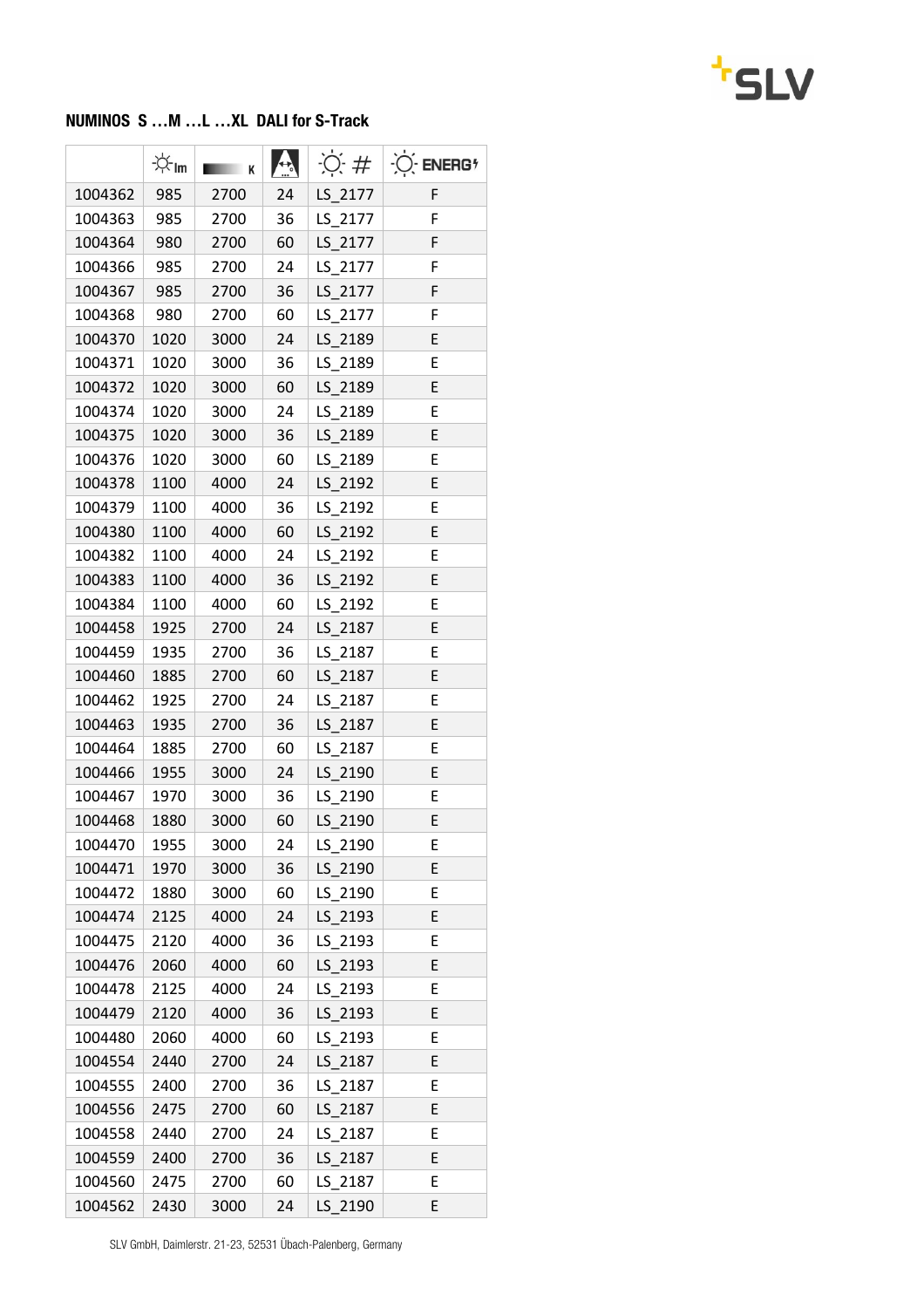## NUMINOS S …M …L …XL DALI for S-Track

| | lm | K | ° | # | ENERGY |
|---|---|---|---|---|---|
| 1004362 | 985 | 2700 | 24 | LS_2177 | F |
| 1004363 | 985 | 2700 | 36 | LS_2177 | F |
| 1004364 | 980 | 2700 | 60 | LS_2177 | F |
| 1004366 | 985 | 2700 | 24 | LS_2177 | F |
| 1004367 | 985 | 2700 | 36 | LS_2177 | F |
| 1004368 | 980 | 2700 | 60 | LS_2177 | F |
| 1004370 | 1020 | 3000 | 24 | LS_2189 | E |
| 1004371 | 1020 | 3000 | 36 | LS_2189 | E |
| 1004372 | 1020 | 3000 | 60 | LS_2189 | E |
| 1004374 | 1020 | 3000 | 24 | LS_2189 | E |
| 1004375 | 1020 | 3000 | 36 | LS_2189 | E |
| 1004376 | 1020 | 3000 | 60 | LS_2189 | E |
| 1004378 | 1100 | 4000 | 24 | LS_2192 | E |
| 1004379 | 1100 | 4000 | 36 | LS_2192 | E |
| 1004380 | 1100 | 4000 | 60 | LS_2192 | E |
| 1004382 | 1100 | 4000 | 24 | LS_2192 | E |
| 1004383 | 1100 | 4000 | 36 | LS_2192 | E |
| 1004384 | 1100 | 4000 | 60 | LS_2192 | E |
| 1004458 | 1925 | 2700 | 24 | LS_2187 | E |
| 1004459 | 1935 | 2700 | 36 | LS_2187 | E |
| 1004460 | 1885 | 2700 | 60 | LS_2187 | E |
| 1004462 | 1925 | 2700 | 24 | LS_2187 | E |
| 1004463 | 1935 | 2700 | 36 | LS_2187 | E |
| 1004464 | 1885 | 2700 | 60 | LS_2187 | E |
| 1004466 | 1955 | 3000 | 24 | LS_2190 | E |
| 1004467 | 1970 | 3000 | 36 | LS_2190 | E |
| 1004468 | 1880 | 3000 | 60 | LS_2190 | E |
| 1004470 | 1955 | 3000 | 24 | LS_2190 | E |
| 1004471 | 1970 | 3000 | 36 | LS_2190 | E |
| 1004472 | 1880 | 3000 | 60 | LS_2190 | E |
| 1004474 | 2125 | 4000 | 24 | LS_2193 | E |
| 1004475 | 2120 | 4000 | 36 | LS_2193 | E |
| 1004476 | 2060 | 4000 | 60 | LS_2193 | E |
| 1004478 | 2125 | 4000 | 24 | LS_2193 | E |
| 1004479 | 2120 | 4000 | 36 | LS_2193 | E |
| 1004480 | 2060 | 4000 | 60 | LS_2193 | E |
| 1004554 | 2440 | 2700 | 24 | LS_2187 | E |
| 1004555 | 2400 | 2700 | 36 | LS_2187 | E |
| 1004556 | 2475 | 2700 | 60 | LS_2187 | E |
| 1004558 | 2440 | 2700 | 24 | LS_2187 | E |
| 1004559 | 2400 | 2700 | 36 | LS_2187 | E |
| 1004560 | 2475 | 2700 | 60 | LS_2187 | E |
| 1004562 | 2430 | 3000 | 24 | LS_2190 | E |

SLV GmbH, Daimlerstr. 21-23, 52531 Übach-Palenberg, Germany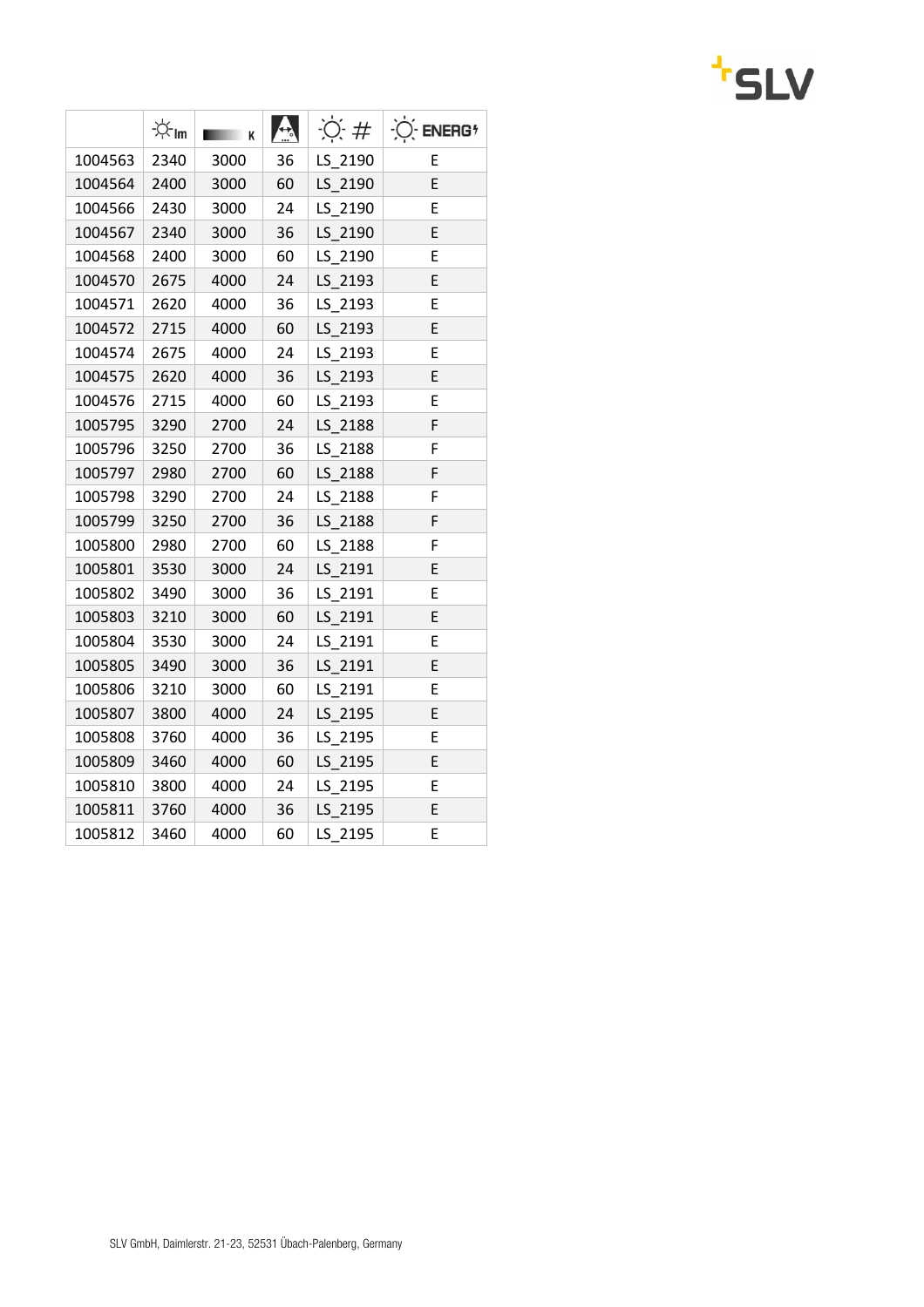| | lm | K | | # | ENERG |
|---|---|---|---|---|---|
| 1004563 | 2340 | 3000 | 36 | LS_2190 | E |
| 1004564 | 2400 | 3000 | 60 | LS_2190 | E |
| 1004566 | 2430 | 3000 | 24 | LS_2190 | E |
| 1004567 | 2340 | 3000 | 36 | LS_2190 | E |
| 1004568 | 2400 | 3000 | 60 | LS_2190 | E |
| 1004570 | 2675 | 4000 | 24 | LS_2193 | E |
| 1004571 | 2620 | 4000 | 36 | LS_2193 | E |
| 1004572 | 2715 | 4000 | 60 | LS_2193 | E |
| 1004574 | 2675 | 4000 | 24 | LS_2193 | E |
| 1004575 | 2620 | 4000 | 36 | LS_2193 | E |
| 1004576 | 2715 | 4000 | 60 | LS_2193 | E |
| 1005795 | 3290 | 2700 | 24 | LS_2188 | F |
| 1005796 | 3250 | 2700 | 36 | LS_2188 | F |
| 1005797 | 2980 | 2700 | 60 | LS_2188 | F |
| 1005798 | 3290 | 2700 | 24 | LS_2188 | F |
| 1005799 | 3250 | 2700 | 36 | LS_2188 | F |
| 1005800 | 2980 | 2700 | 60 | LS_2188 | F |
| 1005801 | 3530 | 3000 | 24 | LS_2191 | E |
| 1005802 | 3490 | 3000 | 36 | LS_2191 | E |
| 1005803 | 3210 | 3000 | 60 | LS_2191 | E |
| 1005804 | 3530 | 3000 | 24 | LS_2191 | E |
| 1005805 | 3490 | 3000 | 36 | LS_2191 | E |
| 1005806 | 3210 | 3000 | 60 | LS_2191 | E |
| 1005807 | 3800 | 4000 | 24 | LS_2195 | E |
| 1005808 | 3760 | 4000 | 36 | LS_2195 | E |
| 1005809 | 3460 | 4000 | 60 | LS_2195 | E |
| 1005810 | 3800 | 4000 | 24 | LS_2195 | E |
| 1005811 | 3760 | 4000 | 36 | LS_2195 | E |
| 1005812 | 3460 | 4000 | 60 | LS_2195 | E |

SLV GmbH, Daimlerstr. 21-23, 52531 Übach-Palenberg, Germany